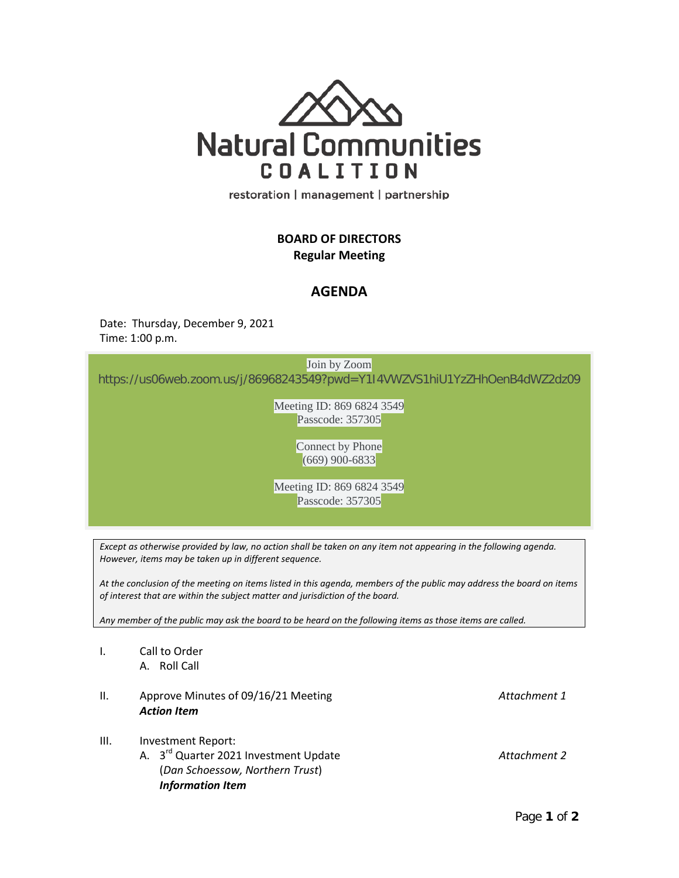# Natural Communities COALITION

restoration | management | partnership

**BOARD OF DIRECTORS**
**Regular Meeting**

## AGENDA

Date: Thursday, December 9, 2021
Time: 1:00 p.m.

Join by Zoom
https://us06web.zoom.us/j/86968243549?pwd=Y1I4VWZVS1hiU1YzZHhOenB4dWZ2dz09

Meeting ID: 869 6824 3549
Passcode: 357305

Connect by Phone
(669) 900-6833

Meeting ID: 869 6824 3549
Passcode: 357305

*Except as otherwise provided by law, no action shall be taken on any item not appearing in the following agenda. However, items may be taken up in different sequence.*

*At the conclusion of the meeting on items listed in this agenda, members of the public may address the board on items of interest that are within the subject matter and jurisdiction of the board.*

*Any member of the public may ask the board to be heard on the following items as those items are called.*

I. Call to Order
   A. Roll Call

II. Approve Minutes of 09/16/21 Meeting — *Attachment 1*
   ***Action Item***

III. Investment Report:
   A. 3rd Quarter 2021 Investment Update — *Attachment 2*
   (*Dan Schoessow, Northern Trust*)
   ***Information Item***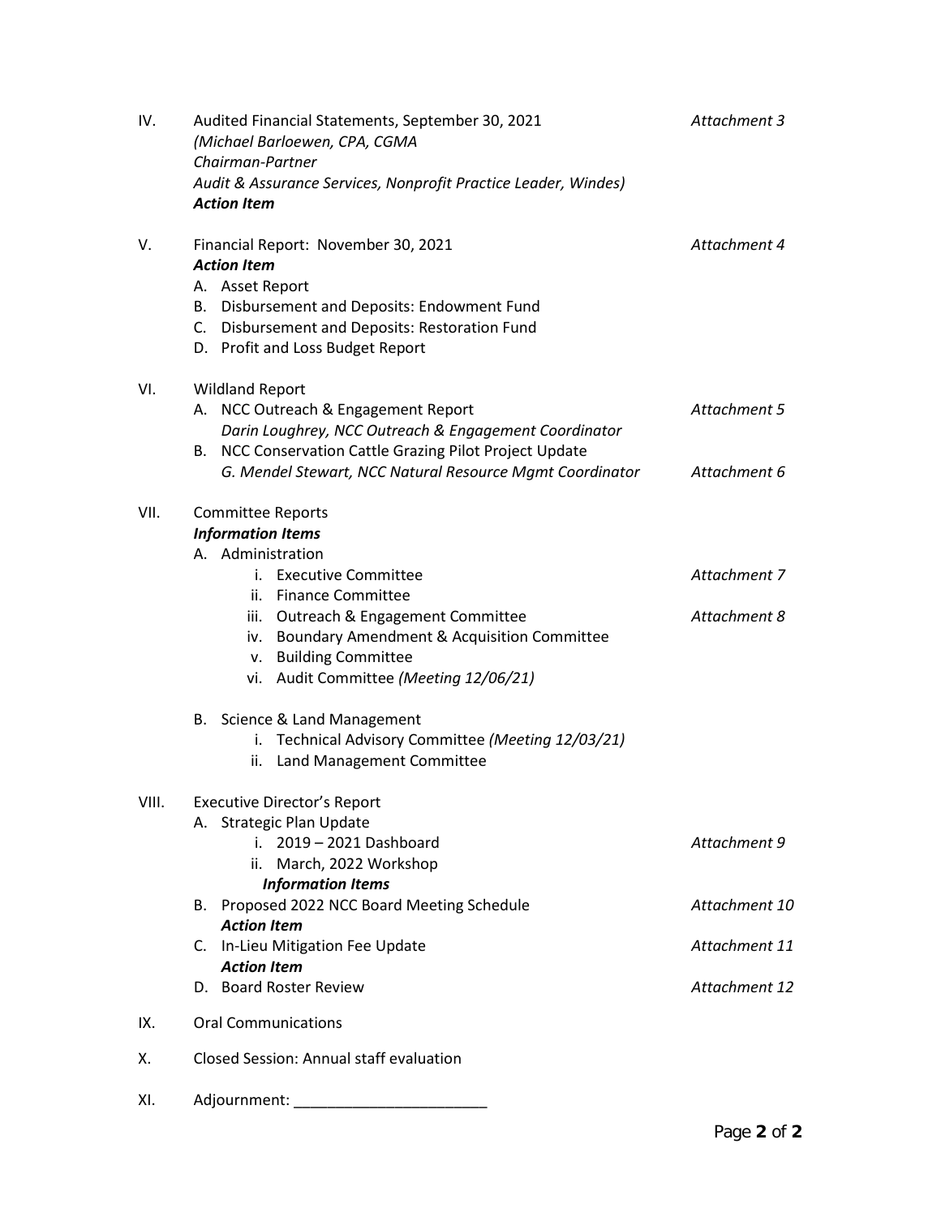IV. Audited Financial Statements, September 30, 2021 — *Attachment 3*
*(Michael Barloewen, CPA, CGMA*
*Chairman-Partner*
*Audit & Assurance Services, Nonprofit Practice Leader, Windes)*
***Action Item***

V. Financial Report: November 30, 2021 — *Attachment 4*
***Action Item***
A. Asset Report
B. Disbursement and Deposits: Endowment Fund
C. Disbursement and Deposits: Restoration Fund
D. Profit and Loss Budget Report

VI. Wildland Report
A. NCC Outreach & Engagement Report — *Attachment 5*
*Darin Loughrey, NCC Outreach & Engagement Coordinator*
B. NCC Conservation Cattle Grazing Pilot Project Update
*G. Mendel Stewart, NCC Natural Resource Mgmt Coordinator* — *Attachment 6*

VII. Committee Reports
***Information Items***
A. Administration
i. Executive Committee — *Attachment 7*
ii. Finance Committee
iii. Outreach & Engagement Committee — *Attachment 8*
iv. Boundary Amendment & Acquisition Committee
v. Building Committee
vi. Audit Committee *(Meeting 12/06/21)*

B. Science & Land Management
i. Technical Advisory Committee *(Meeting 12/03/21)*
ii. Land Management Committee

VIII. Executive Director's Report
A. Strategic Plan Update
i. 2019 – 2021 Dashboard — *Attachment 9*
ii. March, 2022 Workshop
***Information Items***
B. Proposed 2022 NCC Board Meeting Schedule — *Attachment 10*
***Action Item***
C. In-Lieu Mitigation Fee Update — *Attachment 11*
***Action Item***
D. Board Roster Review — *Attachment 12*

IX. Oral Communications

X. Closed Session: Annual staff evaluation

XI. Adjournment: _______________________